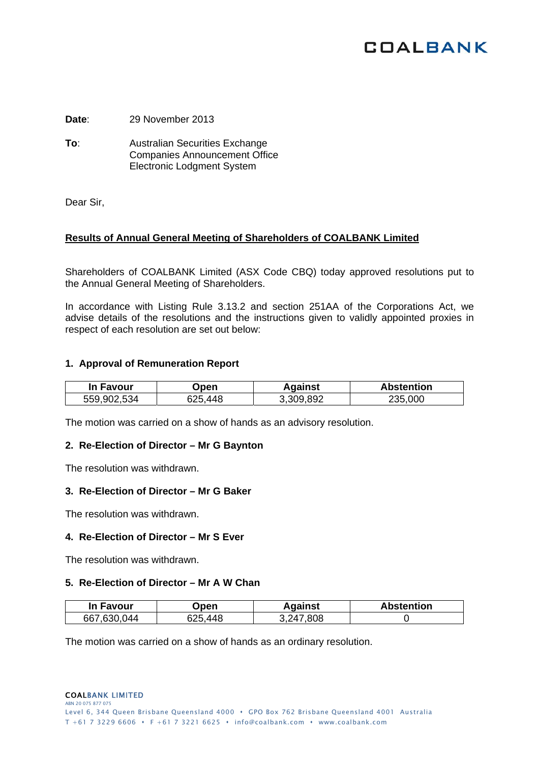COALBANK

**Date**: 29 November 2013

**To**: Australian Securities Exchange
Companies Announcement Office
Electronic Lodgment System

Dear Sir,

## Results of Annual General Meeting of Shareholders of COALBANK Limited

Shareholders of COALBANK Limited (ASX Code CBQ) today approved resolutions put to the Annual General Meeting of Shareholders.

In accordance with Listing Rule 3.13.2 and section 251AA of the Corporations Act, we advise details of the resolutions and the instructions given to validly appointed proxies in respect of each resolution are set out below:

### 1. Approval of Remuneration Report

| In Favour | Open | Against | Abstention |
|---|---|---|---|
| 559,902,534 | 625,448 | 3,309,892 | 235,000 |

The motion was carried on a show of hands as an advisory resolution.

### 2. Re-Election of Director – Mr G Baynton

The resolution was withdrawn.

### 3. Re-Election of Director – Mr G Baker

The resolution was withdrawn.

### 4. Re-Election of Director – Mr S Ever

The resolution was withdrawn.

### 5. Re-Election of Director – Mr A W Chan

| In Favour | Open | Against | Abstention |
|---|---|---|---|
| 667,630,044 | 625,448 | 3,247,808 | 0 |

The motion was carried on a show of hands as an ordinary resolution.

COALBANK LIMITED
ABN 20 075 877 075
Level 6, 344 Queen Brisbane Queensland 4000 • GPO Box 762 Brisbane Queensland 4001 Australia
T +61 7 3229 6606 • F +61 7 3221 6625 • info@coalbank.com • www.coalbank.com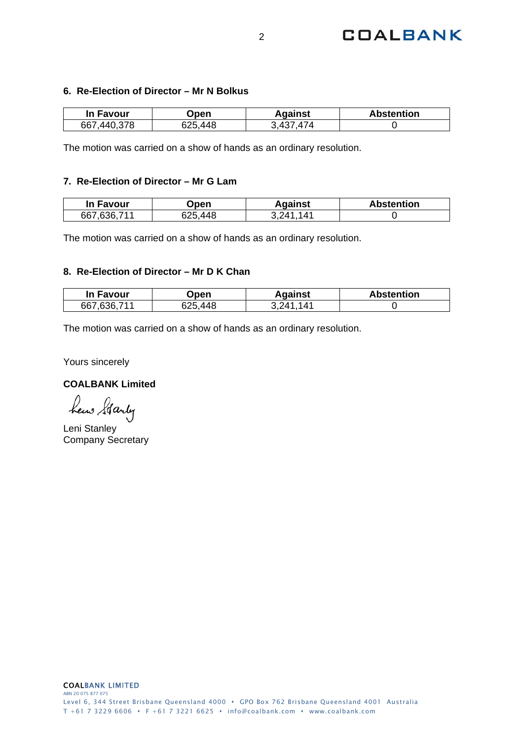### 6. Re-Election of Director – Mr N Bolkus

| In Favour | Open | Against | Abstention |
|---|---|---|---|
| 667,440,378 | 625,448 | 3,437,474 | 0 |

The motion was carried on a show of hands as an ordinary resolution.

### 7. Re-Election of Director – Mr G Lam

| In Favour | Open | Against | Abstention |
|---|---|---|---|
| 667,636,711 | 625,448 | 3,241,141 | 0 |

The motion was carried on a show of hands as an ordinary resolution.

### 8. Re-Election of Director – Mr D K Chan

| In Favour | Open | Against | Abstention |
|---|---|---|---|
| 667,636,711 | 625,448 | 3,241,141 | 0 |

The motion was carried on a show of hands as an ordinary resolution.

Yours sincerely

**COALBANK Limited**

Leni Stanley
Company Secretary